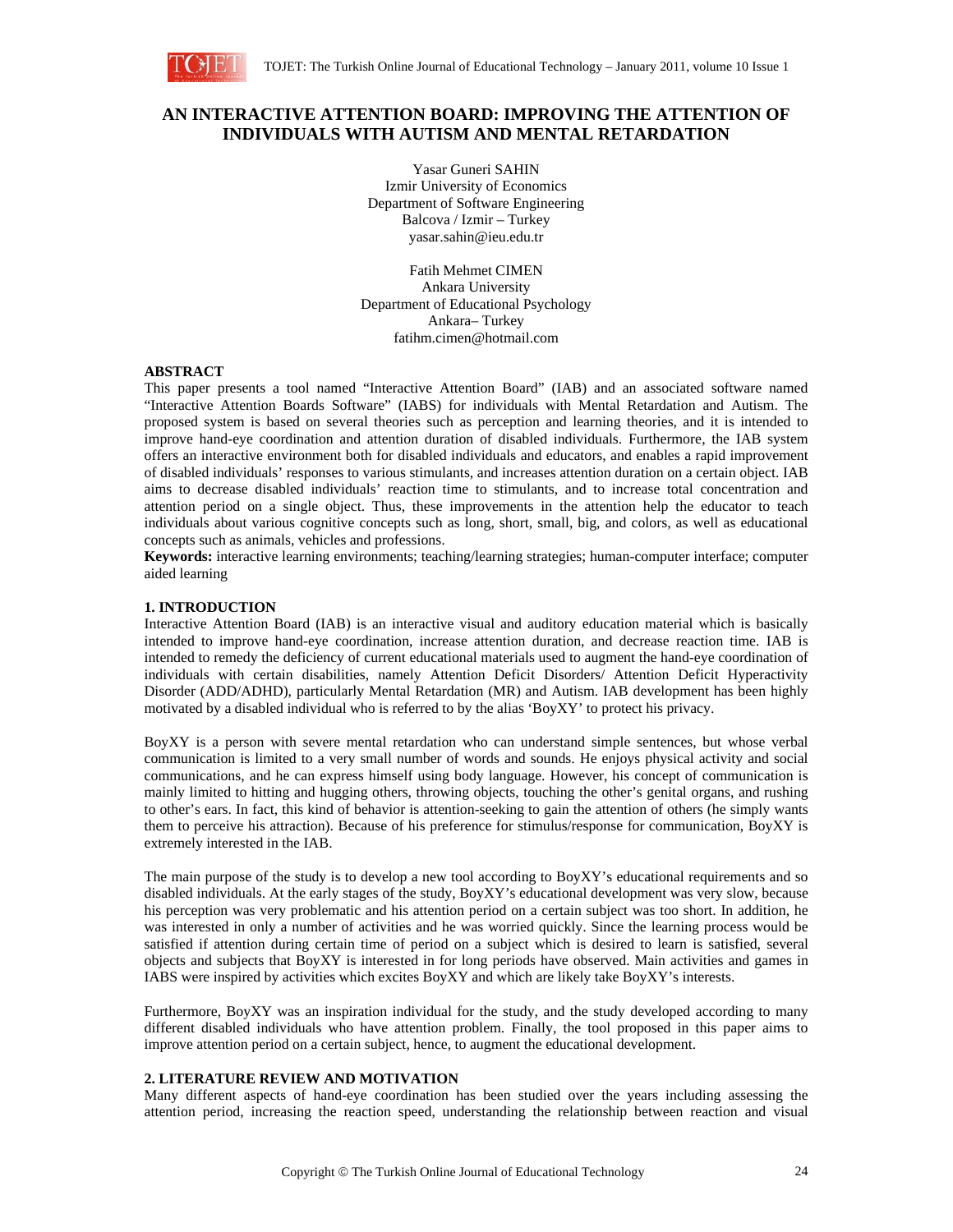# AN INTERACTIVE ATTENTION BOARD: IMPROVING THE ATTENTION OF INDIVIDUALS WITH AUTISM AND MENTAL RETARDATION

Yasar Guneri SAHIN
Izmir University of Economics
Department of Software Engineering
Balcova / Izmir – Turkey
yasar.sahin@ieu.edu.tr

Fatih Mehmet CIMEN
Ankara University
Department of Educational Psychology
Ankara– Turkey
fatihm.cimen@hotmail.com

## ABSTRACT

This paper presents a tool named "Interactive Attention Board" (IAB) and an associated software named "Interactive Attention Boards Software" (IABS) for individuals with Mental Retardation and Autism. The proposed system is based on several theories such as perception and learning theories, and it is intended to improve hand-eye coordination and attention duration of disabled individuals. Furthermore, the IAB system offers an interactive environment both for disabled individuals and educators, and enables a rapid improvement of disabled individuals' responses to various stimulants, and increases attention duration on a certain object. IAB aims to decrease disabled individuals' reaction time to stimulants, and to increase total concentration and attention period on a single object. Thus, these improvements in the attention help the educator to teach individuals about various cognitive concepts such as long, short, small, big, and colors, as well as educational concepts such as animals, vehicles and professions.

**Keywords:** interactive learning environments; teaching/learning strategies; human-computer interface; computer aided learning

## 1. INTRODUCTION

Interactive Attention Board (IAB) is an interactive visual and auditory education material which is basically intended to improve hand-eye coordination, increase attention duration, and decrease reaction time. IAB is intended to remedy the deficiency of current educational materials used to augment the hand-eye coordination of individuals with certain disabilities, namely Attention Deficit Disorders/ Attention Deficit Hyperactivity Disorder (ADD/ADHD), particularly Mental Retardation (MR) and Autism. IAB development has been highly motivated by a disabled individual who is referred to by the alias 'BoyXY' to protect his privacy.

BoyXY is a person with severe mental retardation who can understand simple sentences, but whose verbal communication is limited to a very small number of words and sounds. He enjoys physical activity and social communications, and he can express himself using body language. However, his concept of communication is mainly limited to hitting and hugging others, throwing objects, touching the other's genital organs, and rushing to other's ears. In fact, this kind of behavior is attention-seeking to gain the attention of others (he simply wants them to perceive his attraction). Because of his preference for stimulus/response for communication, BoyXY is extremely interested in the IAB.

The main purpose of the study is to develop a new tool according to BoyXY's educational requirements and so disabled individuals. At the early stages of the study, BoyXY's educational development was very slow, because his perception was very problematic and his attention period on a certain subject was too short. In addition, he was interested in only a number of activities and he was worried quickly. Since the learning process would be satisfied if attention during certain time of period on a subject which is desired to learn is satisfied, several objects and subjects that BoyXY is interested in for long periods have observed. Main activities and games in IABS were inspired by activities which excites BoyXY and which are likely take BoyXY's interests.

Furthermore, BoyXY was an inspiration individual for the study, and the study developed according to many different disabled individuals who have attention problem. Finally, the tool proposed in this paper aims to improve attention period on a certain subject, hence, to augment the educational development.

## 2. LITERATURE REVIEW AND MOTIVATION

Many different aspects of hand-eye coordination has been studied over the years including assessing the attention period, increasing the reaction speed, understanding the relationship between reaction and visual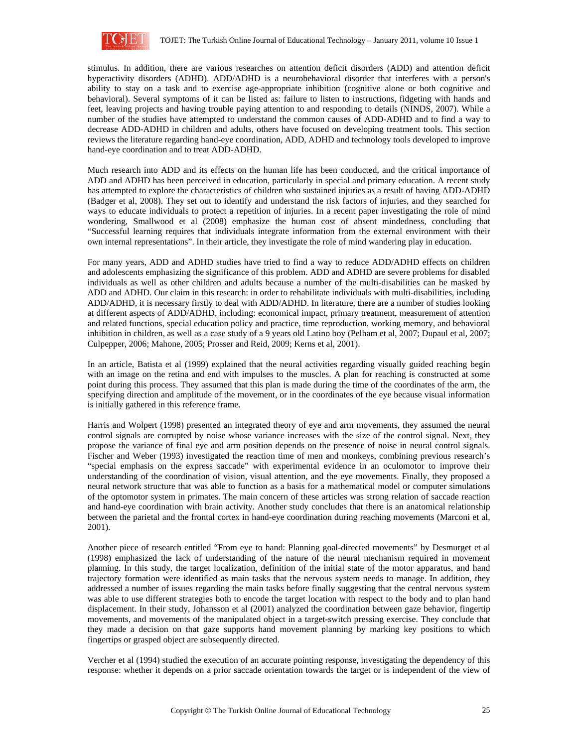stimulus. In addition, there are various researches on attention deficit disorders (ADD) and attention deficit hyperactivity disorders (ADHD). ADD/ADHD is a neurobehavioral disorder that interferes with a person's ability to stay on a task and to exercise age-appropriate inhibition (cognitive alone or both cognitive and behavioral). Several symptoms of it can be listed as: failure to listen to instructions, fidgeting with hands and feet, leaving projects and having trouble paying attention to and responding to details (NINDS, 2007). While a number of the studies have attempted to understand the common causes of ADD-ADHD and to find a way to decrease ADD-ADHD in children and adults, others have focused on developing treatment tools. This section reviews the literature regarding hand-eye coordination, ADD, ADHD and technology tools developed to improve hand-eye coordination and to treat ADD-ADHD.

Much research into ADD and its effects on the human life has been conducted, and the critical importance of ADD and ADHD has been perceived in education, particularly in special and primary education. A recent study has attempted to explore the characteristics of children who sustained injuries as a result of having ADD-ADHD (Badger et al, 2008). They set out to identify and understand the risk factors of injuries, and they searched for ways to educate individuals to protect a repetition of injuries. In a recent paper investigating the role of mind wondering, Smallwood et al (2008) emphasize the human cost of absent mindedness, concluding that "Successful learning requires that individuals integrate information from the external environment with their own internal representations". In their article, they investigate the role of mind wandering play in education.

For many years, ADD and ADHD studies have tried to find a way to reduce ADD/ADHD effects on children and adolescents emphasizing the significance of this problem. ADD and ADHD are severe problems for disabled individuals as well as other children and adults because a number of the multi-disabilities can be masked by ADD and ADHD. Our claim in this research: in order to rehabilitate individuals with multi-disabilities, including ADD/ADHD, it is necessary firstly to deal with ADD/ADHD. In literature, there are a number of studies looking at different aspects of ADD/ADHD, including: economical impact, primary treatment, measurement of attention and related functions, special education policy and practice, time reproduction, working memory, and behavioral inhibition in children, as well as a case study of a 9 years old Latino boy (Pelham et al, 2007; Dupaul et al, 2007; Culpepper, 2006; Mahone, 2005; Prosser and Reid, 2009; Kerns et al, 2001).

In an article, Batista et al (1999) explained that the neural activities regarding visually guided reaching begin with an image on the retina and end with impulses to the muscles. A plan for reaching is constructed at some point during this process. They assumed that this plan is made during the time of the coordinates of the arm, the specifying direction and amplitude of the movement, or in the coordinates of the eye because visual information is initially gathered in this reference frame.

Harris and Wolpert (1998) presented an integrated theory of eye and arm movements, they assumed the neural control signals are corrupted by noise whose variance increases with the size of the control signal. Next, they propose the variance of final eye and arm position depends on the presence of noise in neural control signals. Fischer and Weber (1993) investigated the reaction time of men and monkeys, combining previous research's "special emphasis on the express saccade" with experimental evidence in an oculomotor to improve their understanding of the coordination of vision, visual attention, and the eye movements. Finally, they proposed a neural network structure that was able to function as a basis for a mathematical model or computer simulations of the optomotor system in primates. The main concern of these articles was strong relation of saccade reaction and hand-eye coordination with brain activity. Another study concludes that there is an anatomical relationship between the parietal and the frontal cortex in hand-eye coordination during reaching movements (Marconi et al, 2001).

Another piece of research entitled "From eye to hand: Planning goal-directed movements" by Desmurget et al (1998) emphasized the lack of understanding of the nature of the neural mechanism required in movement planning. In this study, the target localization, definition of the initial state of the motor apparatus, and hand trajectory formation were identified as main tasks that the nervous system needs to manage. In addition, they addressed a number of issues regarding the main tasks before finally suggesting that the central nervous system was able to use different strategies both to encode the target location with respect to the body and to plan hand displacement. In their study, Johansson et al (2001) analyzed the coordination between gaze behavior, fingertip movements, and movements of the manipulated object in a target-switch pressing exercise. They conclude that they made a decision on that gaze supports hand movement planning by marking key positions to which fingertips or grasped object are subsequently directed.

Vercher et al (1994) studied the execution of an accurate pointing response, investigating the dependency of this response: whether it depends on a prior saccade orientation towards the target or is independent of the view of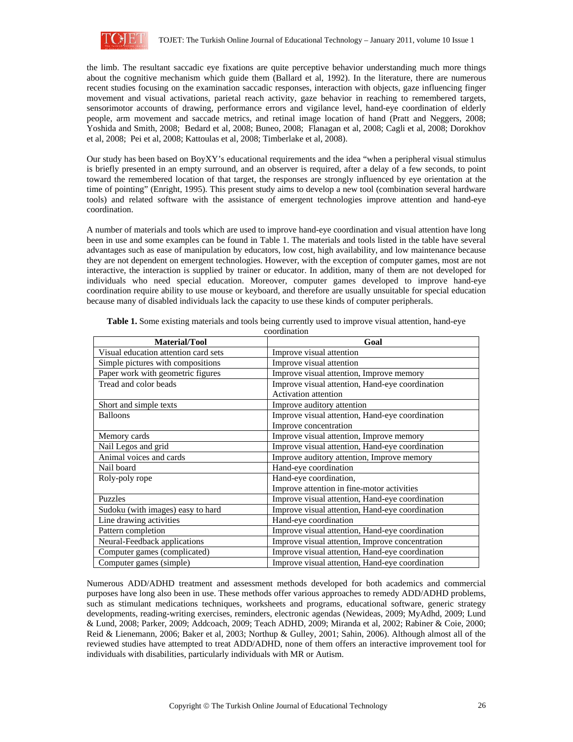the limb. The resultant saccadic eye fixations are quite perceptive behavior understanding much more things about the cognitive mechanism which guide them (Ballard et al, 1992). In the literature, there are numerous recent studies focusing on the examination saccadic responses, interaction with objects, gaze influencing finger movement and visual activations, parietal reach activity, gaze behavior in reaching to remembered targets, sensorimotor accounts of drawing, performance errors and vigilance level, hand-eye coordination of elderly people, arm movement and saccade metrics, and retinal image location of hand (Pratt and Neggers, 2008; Yoshida and Smith, 2008; Bedard et al, 2008; Buneo, 2008; Flanagan et al, 2008; Cagli et al, 2008; Dorokhov et al, 2008; Pei et al, 2008; Kattoulas et al, 2008; Timberlake et al, 2008).

Our study has been based on BoyXY's educational requirements and the idea "when a peripheral visual stimulus is briefly presented in an empty surround, and an observer is required, after a delay of a few seconds, to point toward the remembered location of that target, the responses are strongly influenced by eye orientation at the time of pointing" (Enright, 1995). This present study aims to develop a new tool (combination several hardware tools) and related software with the assistance of emergent technologies improve attention and hand-eye coordination.

A number of materials and tools which are used to improve hand-eye coordination and visual attention have long been in use and some examples can be found in Table 1. The materials and tools listed in the table have several advantages such as ease of manipulation by educators, low cost, high availability, and low maintenance because they are not dependent on emergent technologies. However, with the exception of computer games, most are not interactive, the interaction is supplied by trainer or educator. In addition, many of them are not developed for individuals who need special education. Moreover, computer games developed to improve hand-eye coordination require ability to use mouse or keyboard, and therefore are usually unsuitable for special education because many of disabled individuals lack the capacity to use these kinds of computer peripherals.

**Table 1.** Some existing materials and tools being currently used to improve visual attention, hand-eye coordination

| Material/Tool | Goal |
|---|---|
| Visual education attention card sets | Improve visual attention |
| Simple pictures with compositions | Improve visual attention |
| Paper work with geometric figures | Improve visual attention, Improve memory |
| Tread and color beads | Improve visual attention, Hand-eye coordination Activation attention |
| Short and simple texts | Improve auditory attention |
| Balloons | Improve visual attention, Hand-eye coordination Improve concentration |
| Memory cards | Improve visual attention, Improve memory |
| Nail Legos and grid | Improve visual attention, Hand-eye coordination |
| Animal voices and cards | Improve auditory attention, Improve memory |
| Nail board | Hand-eye coordination |
| Roly-poly rope | Hand-eye coordination, Improve attention in fine-motor activities |
| Puzzles | Improve visual attention, Hand-eye coordination |
| Sudoku (with images) easy to hard | Improve visual attention, Hand-eye coordination |
| Line drawing activities | Hand-eye coordination |
| Pattern completion | Improve visual attention, Hand-eye coordination |
| Neural-Feedback applications | Improve visual attention, Improve concentration |
| Computer games (complicated) | Improve visual attention, Hand-eye coordination |
| Computer games (simple) | Improve visual attention, Hand-eye coordination |

Numerous ADD/ADHD treatment and assessment methods developed for both academics and commercial purposes have long also been in use. These methods offer various approaches to remedy ADD/ADHD problems, such as stimulant medications techniques, worksheets and programs, educational software, generic strategy developments, reading-writing exercises, reminders, electronic agendas (Newideas, 2009; MyAdhd, 2009; Lund & Lund, 2008; Parker, 2009; Addcoach, 2009; Teach ADHD, 2009; Miranda et al, 2002; Rabiner & Coie, 2000; Reid & Lienemann, 2006; Baker et al, 2003; Northup & Gulley, 2001; Sahin, 2006). Although almost all of the reviewed studies have attempted to treat ADD/ADHD, none of them offers an interactive improvement tool for individuals with disabilities, particularly individuals with MR or Autism.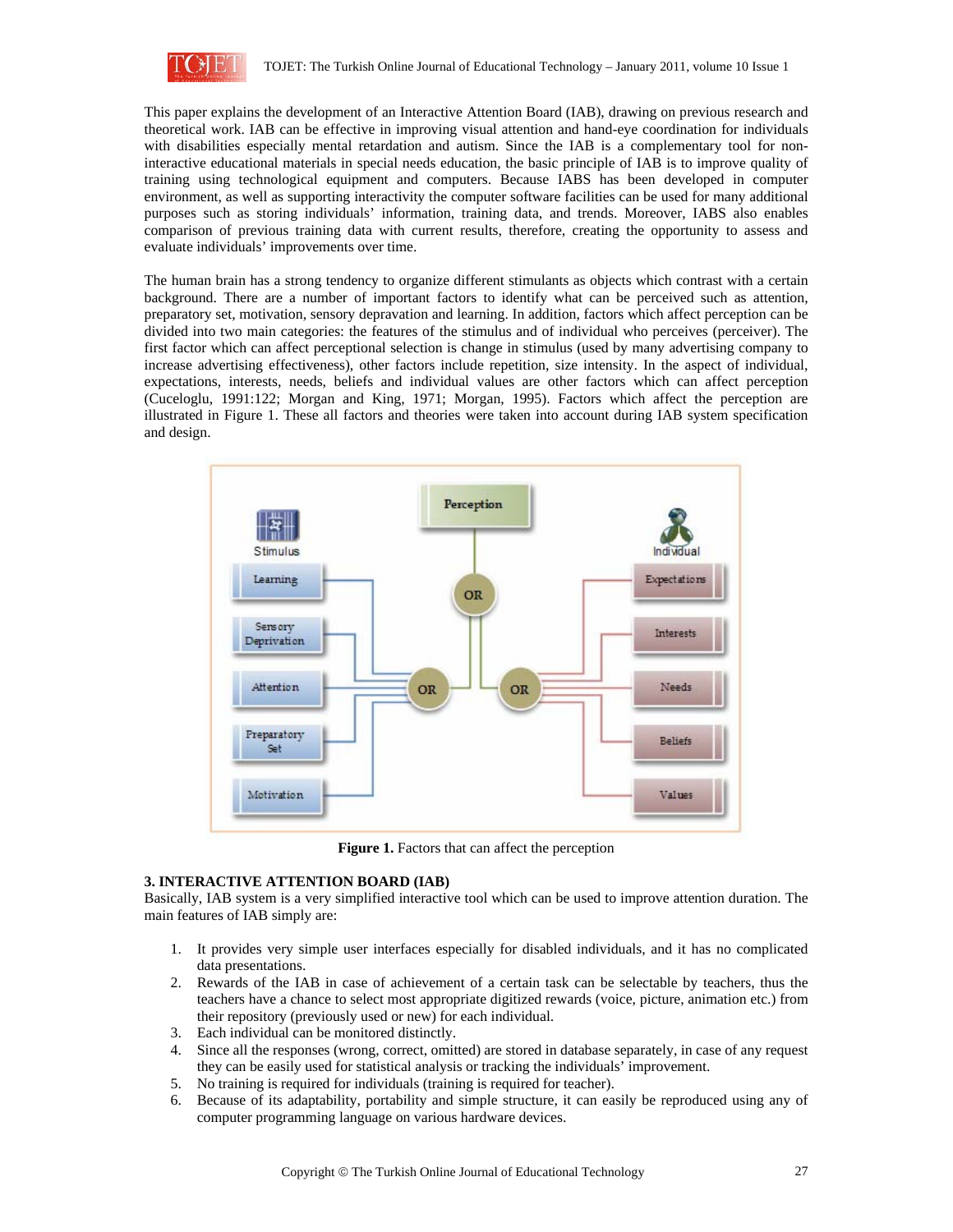This paper explains the development of an Interactive Attention Board (IAB), drawing on previous research and theoretical work. IAB can be effective in improving visual attention and hand-eye coordination for individuals with disabilities especially mental retardation and autism. Since the IAB is a complementary tool for non-interactive educational materials in special needs education, the basic principle of IAB is to improve quality of training using technological equipment and computers. Because IABS has been developed in computer environment, as well as supporting interactivity the computer software facilities can be used for many additional purposes such as storing individuals' information, training data, and trends. Moreover, IABS also enables comparison of previous training data with current results, therefore, creating the opportunity to assess and evaluate individuals' improvements over time.

The human brain has a strong tendency to organize different stimulants as objects which contrast with a certain background. There are a number of important factors to identify what can be perceived such as attention, preparatory set, motivation, sensory depravation and learning. In addition, factors which affect perception can be divided into two main categories: the features of the stimulus and of individual who perceives (perceiver). The first factor which can affect perceptional selection is change in stimulus (used by many advertising company to increase advertising effectiveness), other factors include repetition, size intensity. In the aspect of individual, expectations, interests, needs, beliefs and individual values are other factors which can affect perception (Cuceloglu, 1991:122; Morgan and King, 1971; Morgan, 1995). Factors which affect the perception are illustrated in Figure 1. These all factors and theories were taken into account during IAB system specification and design.

**Figure 1.** Factors that can affect the perception

## 3. INTERACTIVE ATTENTION BOARD (IAB)

Basically, IAB system is a very simplified interactive tool which can be used to improve attention duration. The main features of IAB simply are:

1. It provides very simple user interfaces especially for disabled individuals, and it has no complicated data presentations.
2. Rewards of the IAB in case of achievement of a certain task can be selectable by teachers, thus the teachers have a chance to select most appropriate digitized rewards (voice, picture, animation etc.) from their repository (previously used or new) for each individual.
3. Each individual can be monitored distinctly.
4. Since all the responses (wrong, correct, omitted) are stored in database separately, in case of any request they can be easily used for statistical analysis or tracking the individuals' improvement.
5. No training is required for individuals (training is required for teacher).
6. Because of its adaptability, portability and simple structure, it can easily be reproduced using any of computer programming language on various hardware devices.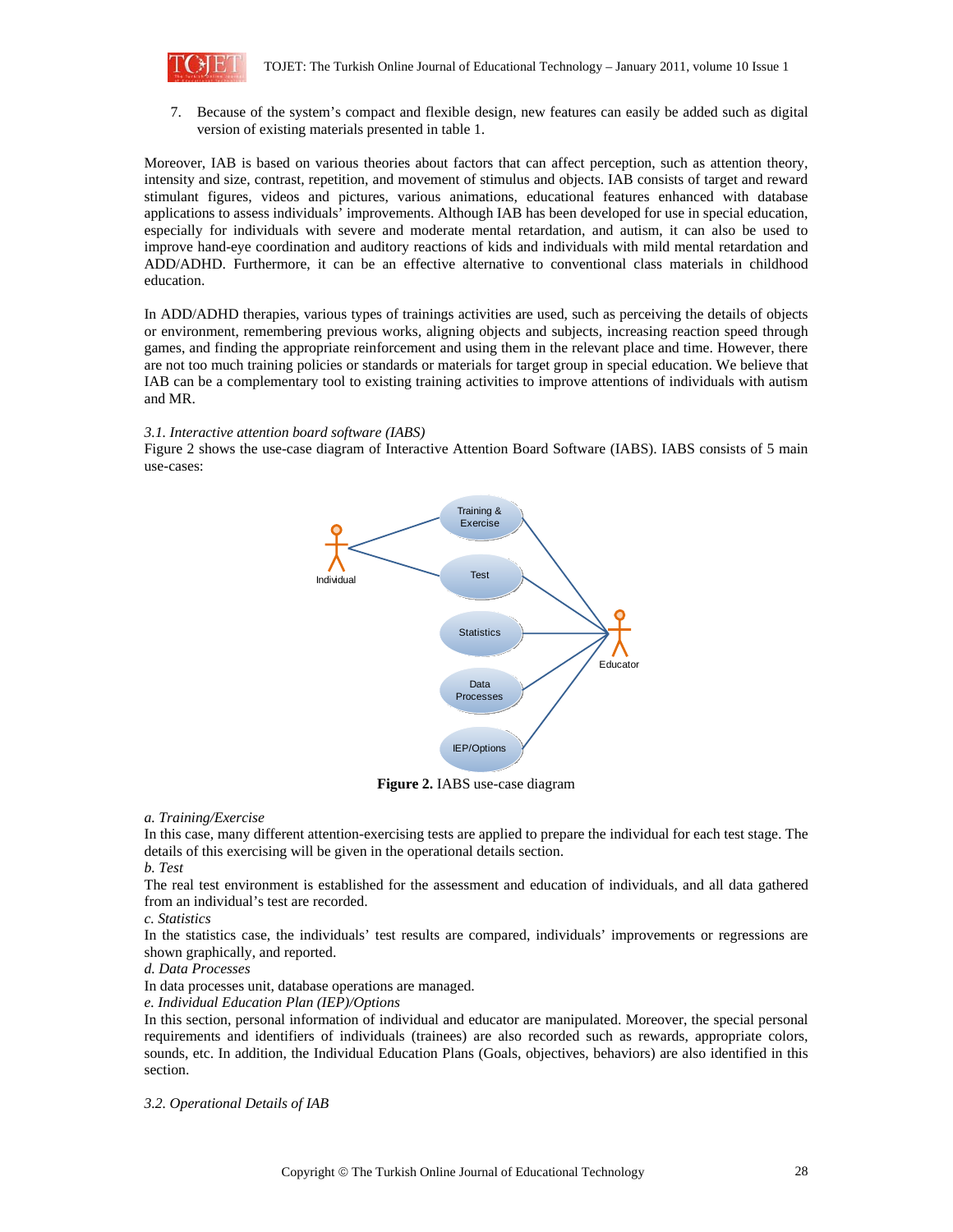7. Because of the system's compact and flexible design, new features can easily be added such as digital version of existing materials presented in table 1.

Moreover, IAB is based on various theories about factors that can affect perception, such as attention theory, intensity and size, contrast, repetition, and movement of stimulus and objects. IAB consists of target and reward stimulant figures, videos and pictures, various animations, educational features enhanced with database applications to assess individuals' improvements. Although IAB has been developed for use in special education, especially for individuals with severe and moderate mental retardation, and autism, it can also be used to improve hand-eye coordination and auditory reactions of kids and individuals with mild mental retardation and ADD/ADHD. Furthermore, it can be an effective alternative to conventional class materials in childhood education.

In ADD/ADHD therapies, various types of trainings activities are used, such as perceiving the details of objects or environment, remembering previous works, aligning objects and subjects, increasing reaction speed through games, and finding the appropriate reinforcement and using them in the relevant place and time. However, there are not too much training policies or standards or materials for target group in special education. We believe that IAB can be a complementary tool to existing training activities to improve attentions of individuals with autism and MR.

### *3.1. Interactive attention board software (IABS)*

Figure 2 shows the use-case diagram of Interactive Attention Board Software (IABS). IABS consists of 5 main use-cases:

**Figure 2.** IABS use-case diagram

*a. Training/Exercise*

In this case, many different attention-exercising tests are applied to prepare the individual for each test stage. The details of this exercising will be given in the operational details section.

*b. Test*

The real test environment is established for the assessment and education of individuals, and all data gathered from an individual's test are recorded.

*c. Statistics*

In the statistics case, the individuals' test results are compared, individuals' improvements or regressions are shown graphically, and reported.

*d. Data Processes*

In data processes unit, database operations are managed.

*e. Individual Education Plan (IEP)/Options*

In this section, personal information of individual and educator are manipulated. Moreover, the special personal requirements and identifiers of individuals (trainees) are also recorded such as rewards, appropriate colors, sounds, etc. In addition, the Individual Education Plans (Goals, objectives, behaviors) are also identified in this section.

### *3.2. Operational Details of IAB*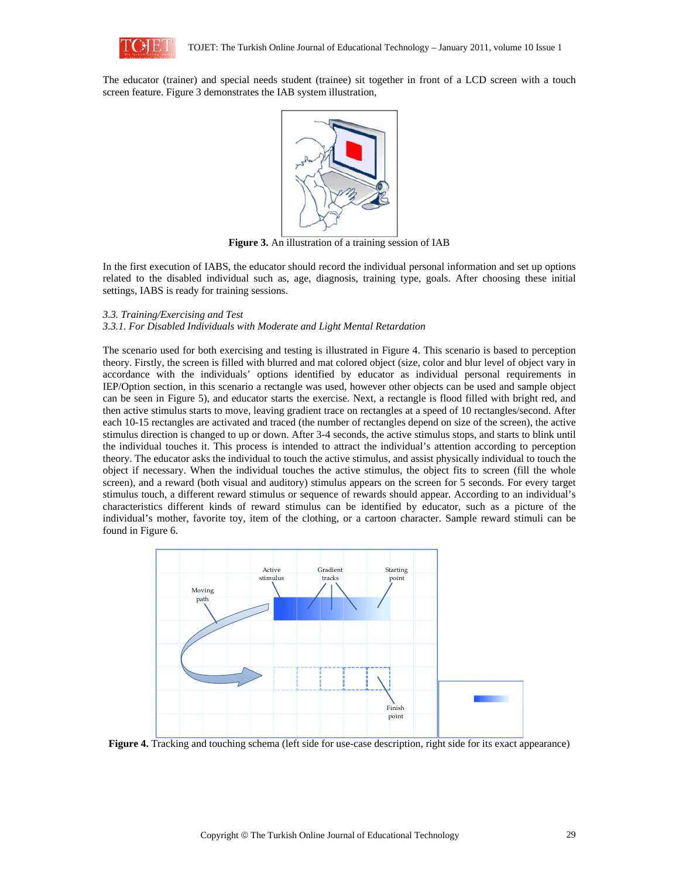The educator (trainer) and special needs student (trainee) sit together in front of a LCD screen with a touch screen feature. Figure 3 demonstrates the IAB system illustration,

**Figure 3.** An illustration of a training session of IAB

In the first execution of IABS, the educator should record the individual personal information and set up options related to the disabled individual such as, age, diagnosis, training type, goals. After choosing these initial settings, IABS is ready for training sessions.

*3.3. Training/Exercising and Test*

*3.3.1. For Disabled Individuals with Moderate and Light Mental Retardation*

The scenario used for both exercising and testing is illustrated in Figure 4. This scenario is based to perception theory. Firstly, the screen is filled with blurred and mat colored object (size, color and blur level of object vary in accordance with the individuals' options identified by educator as individual personal requirements in IEP/Option section, in this scenario a rectangle was used, however other objects can be used and sample object can be seen in Figure 5), and educator starts the exercise. Next, a rectangle is flood filled with bright red, and then active stimulus starts to move, leaving gradient trace on rectangles at a speed of 10 rectangles/second. After each 10-15 rectangles are activated and traced (the number of rectangles depend on size of the screen), the active stimulus direction is changed to up or down. After 3-4 seconds, the active stimulus stops, and starts to blink until the individual touches it. This process is intended to attract the individual's attention according to perception theory. The educator asks the individual to touch the active stimulus, and assist physically individual to touch the object if necessary. When the individual touches the active stimulus, the object fits to screen (fill the whole screen), and a reward (both visual and auditory) stimulus appears on the screen for 5 seconds. For every target stimulus touch, a different reward stimulus or sequence of rewards should appear. According to an individual's characteristics different kinds of reward stimulus can be identified by educator, such as a picture of the individual's mother, favorite toy, item of the clothing, or a cartoon character. Sample reward stimuli can be found in Figure 6.

**Figure 4.** Tracking and touching schema (left side for use-case description, right side for its exact appearance)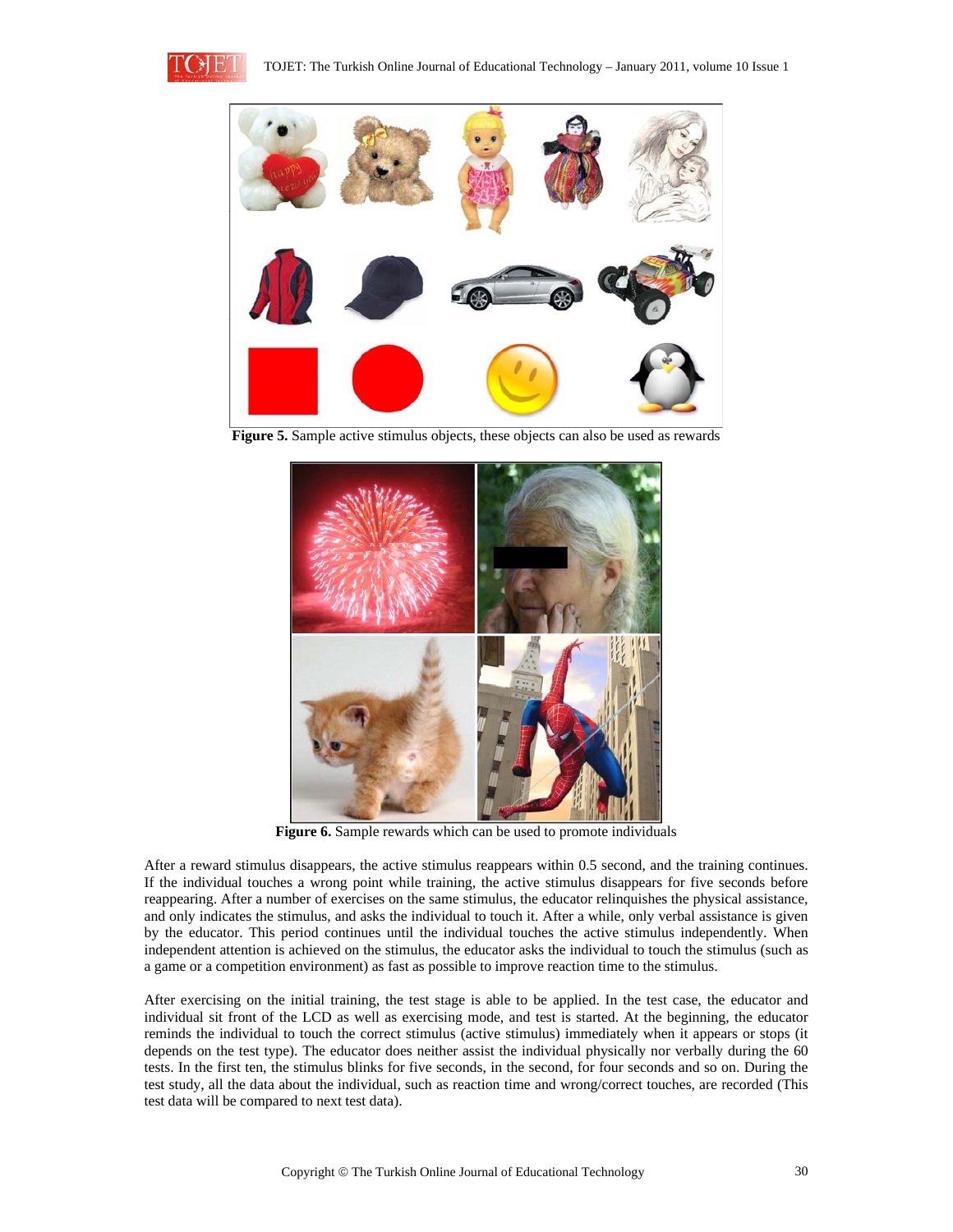Figure 5. Sample active stimulus objects, these objects can also be used as rewards

Figure 6. Sample rewards which can be used to promote individuals

After a reward stimulus disappears, the active stimulus reappears within 0.5 second, and the training continues. If the individual touches a wrong point while training, the active stimulus disappears for five seconds before reappearing. After a number of exercises on the same stimulus, the educator relinquishes the physical assistance, and only indicates the stimulus, and asks the individual to touch it. After a while, only verbal assistance is given by the educator. This period continues until the individual touches the active stimulus independently. When independent attention is achieved on the stimulus, the educator asks the individual to touch the stimulus (such as a game or a competition environment) as fast as possible to improve reaction time to the stimulus.

After exercising on the initial training, the test stage is able to be applied. In the test case, the educator and individual sit front of the LCD as well as exercising mode, and test is started. At the beginning, the educator reminds the individual to touch the correct stimulus (active stimulus) immediately when it appears or stops (it depends on the test type). The educator does neither assist the individual physically nor verbally during the 60 tests. In the first ten, the stimulus blinks for five seconds, in the second, for four seconds and so on. During the test study, all the data about the individual, such as reaction time and wrong/correct touches, are recorded (This test data will be compared to next test data).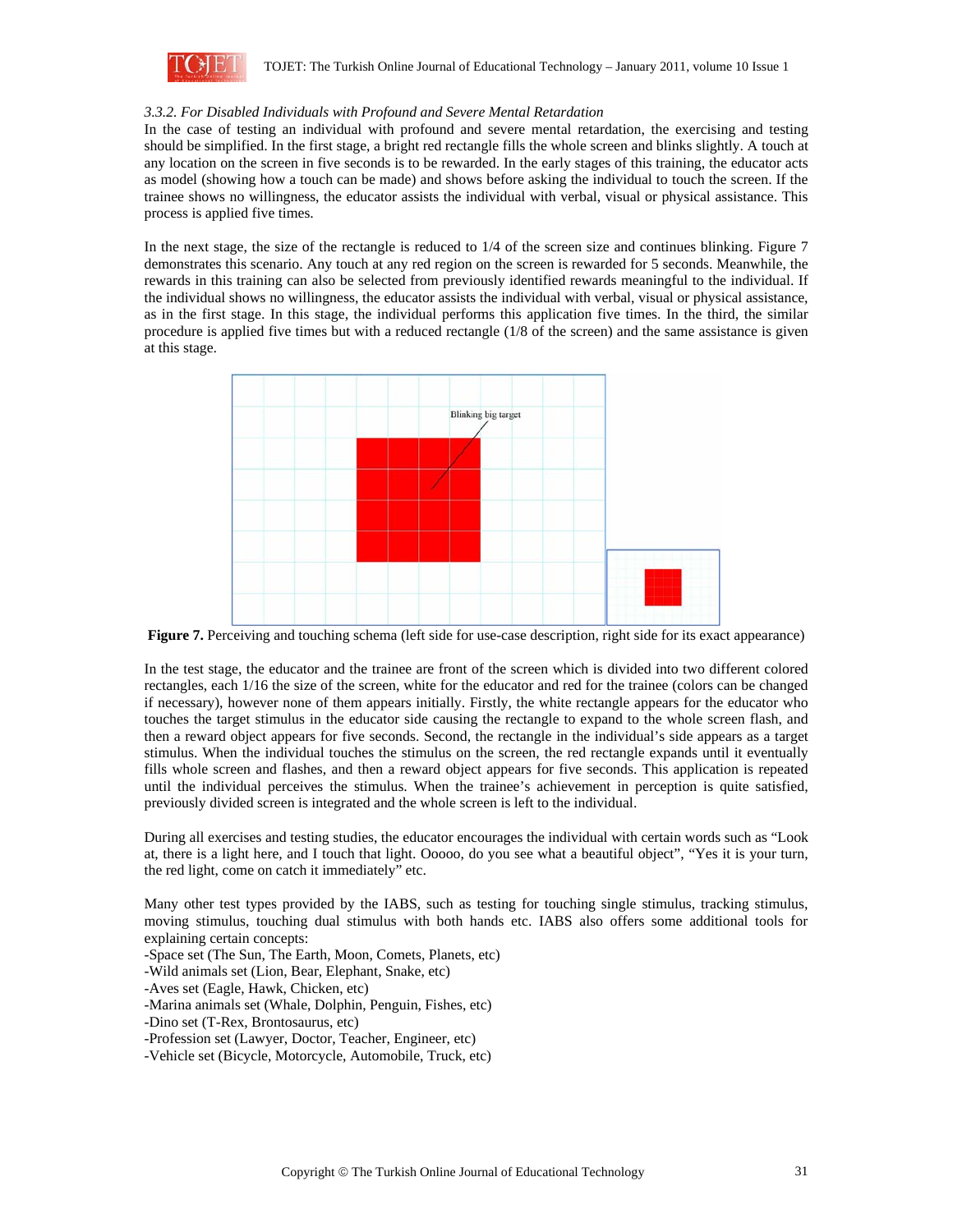### 3.3.2. For Disabled Individuals with Profound and Severe Mental Retardation

In the case of testing an individual with profound and severe mental retardation, the exercising and testing should be simplified. In the first stage, a bright red rectangle fills the whole screen and blinks slightly. A touch at any location on the screen in five seconds is to be rewarded. In the early stages of this training, the educator acts as model (showing how a touch can be made) and shows before asking the individual to touch the screen. If the trainee shows no willingness, the educator assists the individual with verbal, visual or physical assistance. This process is applied five times.

In the next stage, the size of the rectangle is reduced to 1/4 of the screen size and continues blinking. Figure 7 demonstrates this scenario. Any touch at any red region on the screen is rewarded for 5 seconds. Meanwhile, the rewards in this training can also be selected from previously identified rewards meaningful to the individual. If the individual shows no willingness, the educator assists the individual with verbal, visual or physical assistance, as in the first stage. In this stage, the individual performs this application five times. In the third, the similar procedure is applied five times but with a reduced rectangle (1/8 of the screen) and the same assistance is given at this stage.

**Figure 7.** Perceiving and touching schema (left side for use-case description, right side for its exact appearance)

In the test stage, the educator and the trainee are front of the screen which is divided into two different colored rectangles, each 1/16 the size of the screen, white for the educator and red for the trainee (colors can be changed if necessary), however none of them appears initially. Firstly, the white rectangle appears for the educator who touches the target stimulus in the educator side causing the rectangle to expand to the whole screen flash, and then a reward object appears for five seconds. Second, the rectangle in the individual's side appears as a target stimulus. When the individual touches the stimulus on the screen, the red rectangle expands until it eventually fills whole screen and flashes, and then a reward object appears for five seconds. This application is repeated until the individual perceives the stimulus. When the trainee's achievement in perception is quite satisfied, previously divided screen is integrated and the whole screen is left to the individual.

During all exercises and testing studies, the educator encourages the individual with certain words such as "Look at, there is a light here, and I touch that light. Ooooo, do you see what a beautiful object", "Yes it is your turn, the red light, come on catch it immediately" etc.

Many other test types provided by the IABS, such as testing for touching single stimulus, tracking stimulus, moving stimulus, touching dual stimulus with both hands etc. IABS also offers some additional tools for explaining certain concepts:

- Space set (The Sun, The Earth, Moon, Comets, Planets, etc)
- Wild animals set (Lion, Bear, Elephant, Snake, etc)
- Aves set (Eagle, Hawk, Chicken, etc)
- Marina animals set (Whale, Dolphin, Penguin, Fishes, etc)
- Dino set (T-Rex, Brontosaurus, etc)
- Profession set (Lawyer, Doctor, Teacher, Engineer, etc)
- Vehicle set (Bicycle, Motorcycle, Automobile, Truck, etc)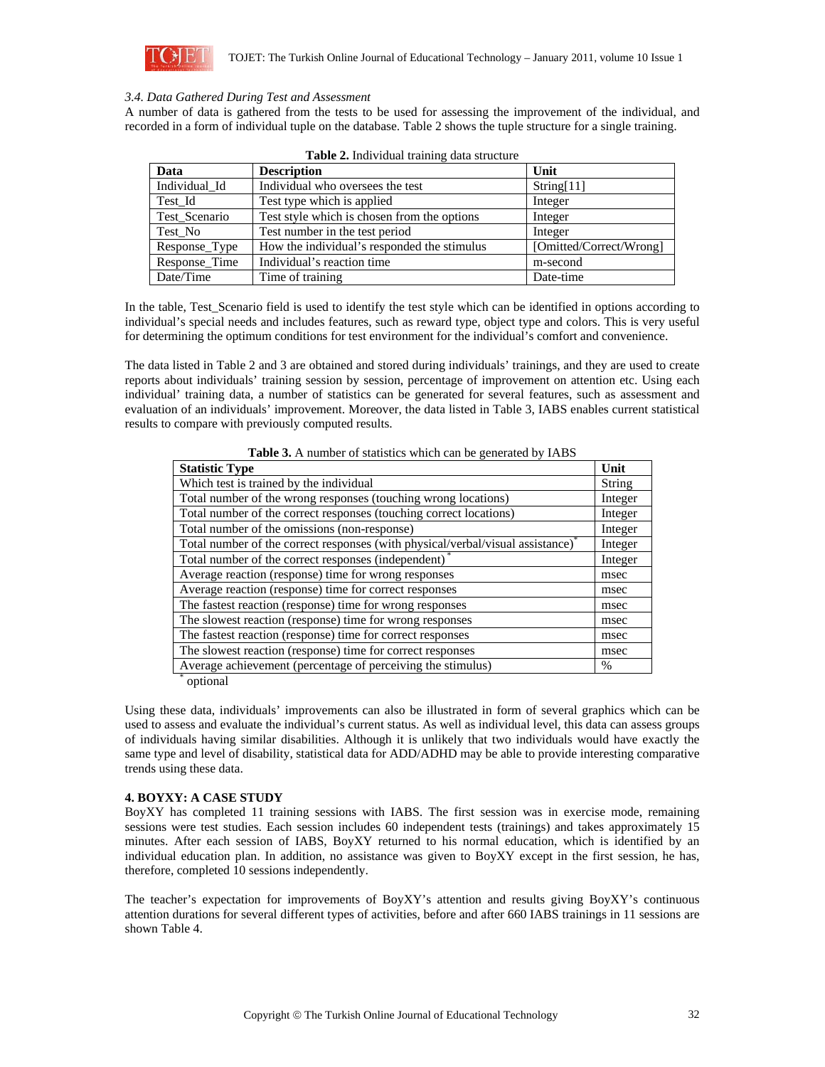### *3.4. Data Gathered During Test and Assessment*

A number of data is gathered from the tests to be used for assessing the improvement of the individual, and recorded in a form of individual tuple on the database. Table 2 shows the tuple structure for a single training.

**Table 2.** Individual training data structure

| Data | Description | Unit |
| --- | --- | --- |
| Individual_Id | Individual who oversees the test | String[11] |
| Test_Id | Test type which is applied | Integer |
| Test_Scenario | Test style which is chosen from the options | Integer |
| Test_No | Test number in the test period | Integer |
| Response_Type | How the individual's responded the stimulus | [Omitted/Correct/Wrong] |
| Response_Time | Individual's reaction time | m-second |
| Date/Time | Time of training | Date-time |

In the table, Test_Scenario field is used to identify the test style which can be identified in options according to individual's special needs and includes features, such as reward type, object type and colors. This is very useful for determining the optimum conditions for test environment for the individual's comfort and convenience.

The data listed in Table 2 and 3 are obtained and stored during individuals' trainings, and they are used to create reports about individuals' training session by session, percentage of improvement on attention etc. Using each individual' training data, a number of statistics can be generated for several features, such as assessment and evaluation of an individuals' improvement. Moreover, the data listed in Table 3, IABS enables current statistical results to compare with previously computed results.

**Table 3.** A number of statistics which can be generated by IABS

| Statistic Type | Unit |
| --- | --- |
| Which test is trained by the individual | String |
| Total number of the wrong responses (touching wrong locations) | Integer |
| Total number of the correct responses (touching correct locations) | Integer |
| Total number of the omissions (non-response) | Integer |
| Total number of the correct responses (with physical/verbal/visual assistance)* | Integer |
| Total number of the correct responses (independent)* | Integer |
| Average reaction (response) time for wrong responses | msec |
| Average reaction (response) time for correct responses | msec |
| The fastest reaction (response) time for wrong responses | msec |
| The slowest reaction (response) time for wrong responses | msec |
| The fastest reaction (response) time for correct responses | msec |
| The slowest reaction (response) time for correct responses | msec |
| Average achievement (percentage of perceiving the stimulus) | % |

\* optional

Using these data, individuals' improvements can also be illustrated in form of several graphics which can be used to assess and evaluate the individual's current status. As well as individual level, this data can assess groups of individuals having similar disabilities. Although it is unlikely that two individuals would have exactly the same type and level of disability, statistical data for ADD/ADHD may be able to provide interesting comparative trends using these data.

## 4. BOYXY: A CASE STUDY

BoyXY has completed 11 training sessions with IABS. The first session was in exercise mode, remaining sessions were test studies. Each session includes 60 independent tests (trainings) and takes approximately 15 minutes. After each session of IABS, BoyXY returned to his normal education, which is identified by an individual education plan. In addition, no assistance was given to BoyXY except in the first session, he has, therefore, completed 10 sessions independently.

The teacher's expectation for improvements of BoyXY's attention and results giving BoyXY's continuous attention durations for several different types of activities, before and after 660 IABS trainings in 11 sessions are shown Table 4.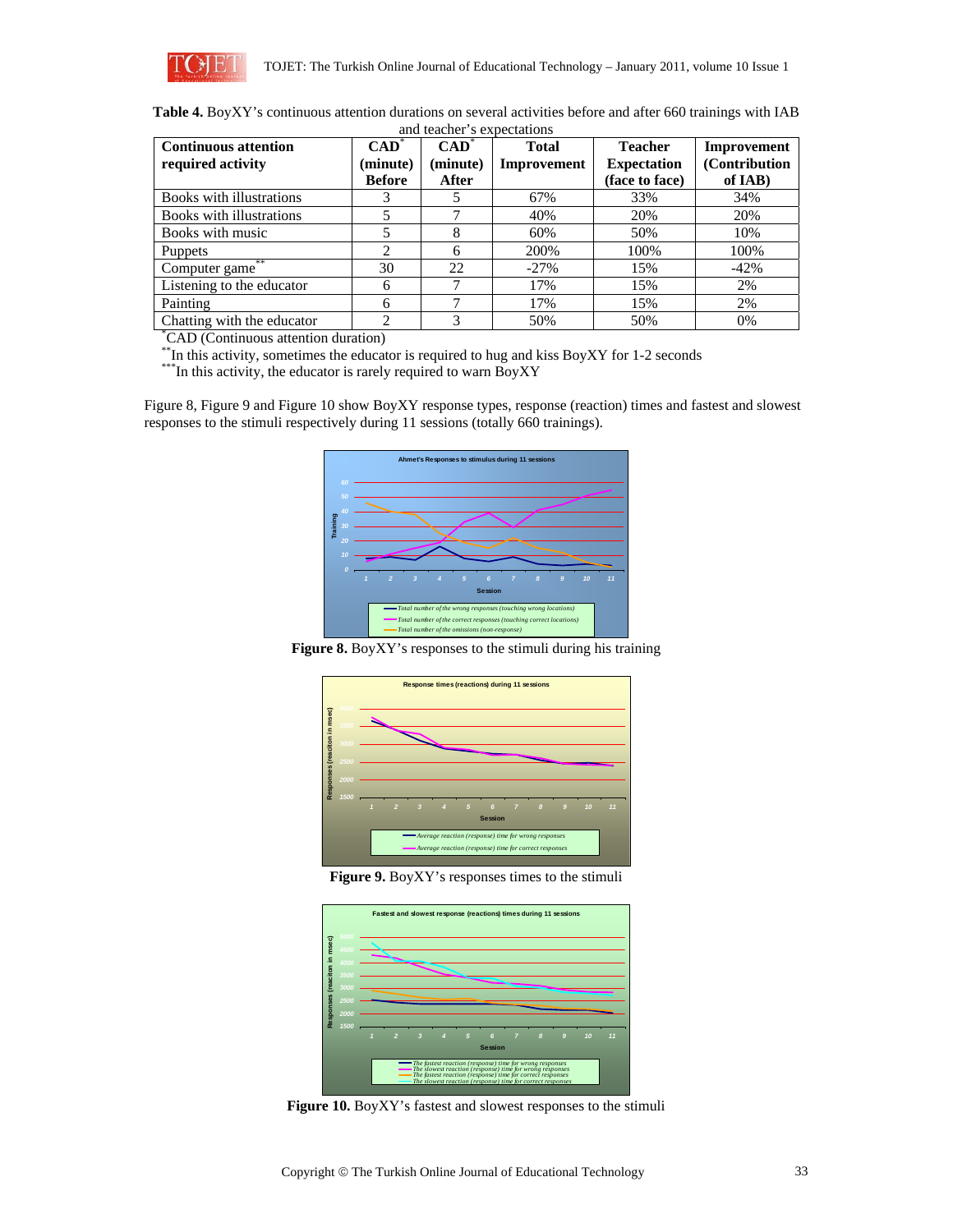**Table 4.** BoyXY's continuous attention durations on several activities before and after 660 trainings with IAB and teacher's expectations

| Continuous attention required activity | CAD* (minute) Before | CAD* (minute) After | Total Improvement | Teacher Expectation (face to face) | Improvement (Contribution of IAB) |
|---|---|---|---|---|---|
| Books with illustrations | 3 | 5 | 67% | 33% | 34% |
| Books with illustrations | 5 | 7 | 40% | 20% | 20% |
| Books with music | 5 | 8 | 60% | 50% | 10% |
| Puppets | 2 | 6 | 200% | 100% | 100% |
| Computer game** | 30 | 22 | -27% | 15% | -42% |
| Listening to the educator | 6 | 7 | 17% | 15% | 2% |
| Painting | 6 | 7 | 17% | 15% | 2% |
| Chatting with the educator | 2 | 3 | 50% | 50% | 0% |

*CAD (Continuous attention duration)

**In this activity, sometimes the educator is required to hug and kiss BoyXY for 1-2 seconds

***In this activity, the educator is rarely required to warn BoyXY

Figure 8, Figure 9 and Figure 10 show BoyXY response types, response (reaction) times and fastest and slowest responses to the stimuli respectively during 11 sessions (totally 660 trainings).

**Figure 8.** BoyXY's responses to the stimuli during his training

**Figure 9.** BoyXY's responses times to the stimuli

**Figure 10.** BoyXY's fastest and slowest responses to the stimuli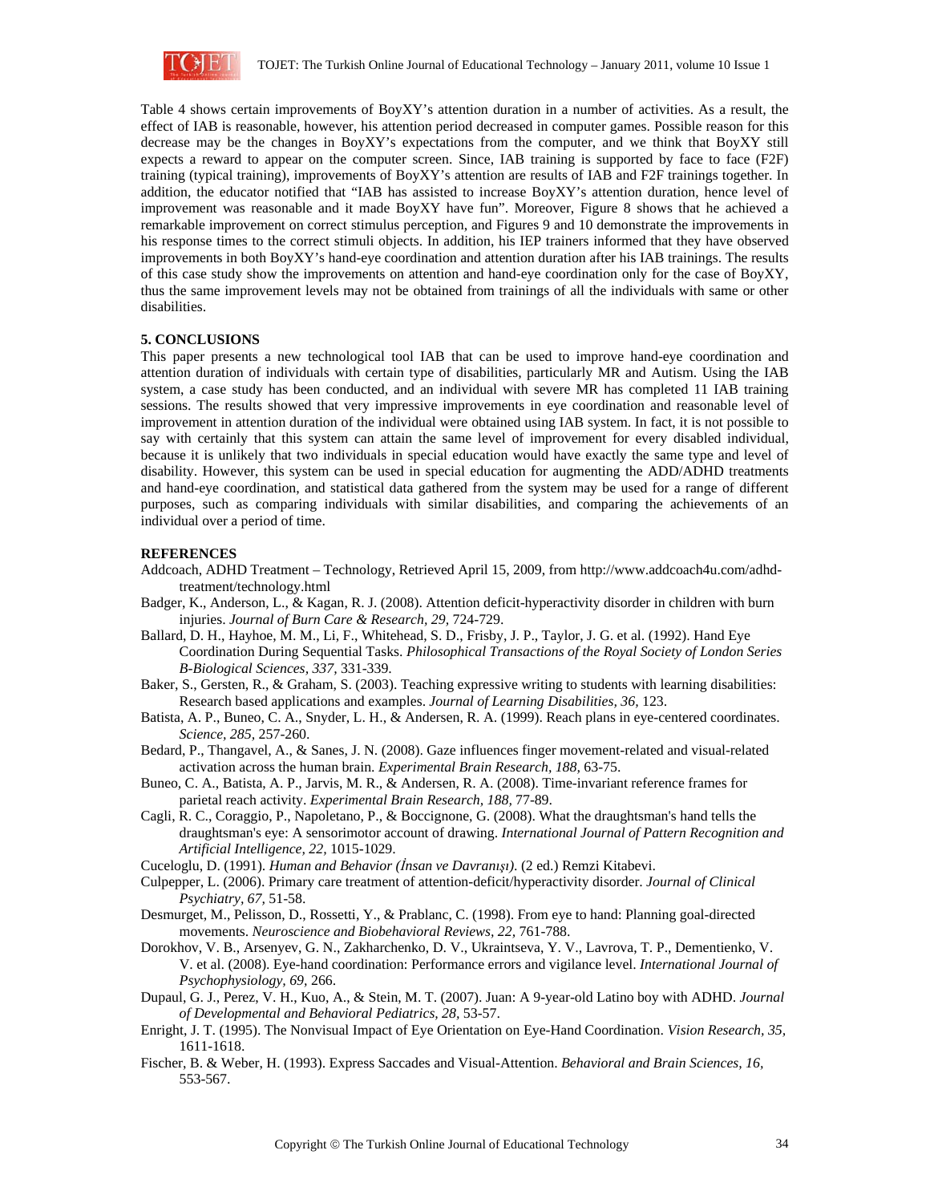Table 4 shows certain improvements of BoyXY's attention duration in a number of activities. As a result, the effect of IAB is reasonable, however, his attention period decreased in computer games. Possible reason for this decrease may be the changes in BoyXY's expectations from the computer, and we think that BoyXY still expects a reward to appear on the computer screen. Since, IAB training is supported by face to face (F2F) training (typical training), improvements of BoyXY's attention are results of IAB and F2F trainings together. In addition, the educator notified that "IAB has assisted to increase BoyXY's attention duration, hence level of improvement was reasonable and it made BoyXY have fun". Moreover, Figure 8 shows that he achieved a remarkable improvement on correct stimulus perception, and Figures 9 and 10 demonstrate the improvements in his response times to the correct stimuli objects. In addition, his IEP trainers informed that they have observed improvements in both BoyXY's hand-eye coordination and attention duration after his IAB trainings. The results of this case study show the improvements on attention and hand-eye coordination only for the case of BoyXY, thus the same improvement levels may not be obtained from trainings of all the individuals with same or other disabilities.

## 5. CONCLUSIONS

This paper presents a new technological tool IAB that can be used to improve hand-eye coordination and attention duration of individuals with certain type of disabilities, particularly MR and Autism. Using the IAB system, a case study has been conducted, and an individual with severe MR has completed 11 IAB training sessions. The results showed that very impressive improvements in eye coordination and reasonable level of improvement in attention duration of the individual were obtained using IAB system. In fact, it is not possible to say with certainly that this system can attain the same level of improvement for every disabled individual, because it is unlikely that two individuals in special education would have exactly the same type and level of disability. However, this system can be used in special education for augmenting the ADD/ADHD treatments and hand-eye coordination, and statistical data gathered from the system may be used for a range of different purposes, such as comparing individuals with similar disabilities, and comparing the achievements of an individual over a period of time.

## REFERENCES

Addcoach, ADHD Treatment – Technology, Retrieved April 15, 2009, from http://www.addcoach4u.com/adhd-treatment/technology.html

Badger, K., Anderson, L., & Kagan, R. J. (2008). Attention deficit-hyperactivity disorder in children with burn injuries. *Journal of Burn Care & Research, 29,* 724-729.

Ballard, D. H., Hayhoe, M. M., Li, F., Whitehead, S. D., Frisby, J. P., Taylor, J. G. et al. (1992). Hand Eye Coordination During Sequential Tasks. *Philosophical Transactions of the Royal Society of London Series B-Biological Sciences, 337,* 331-339.

Baker, S., Gersten, R., & Graham, S. (2003). Teaching expressive writing to students with learning disabilities: Research based applications and examples. *Journal of Learning Disabilities, 36,* 123.

Batista, A. P., Buneo, C. A., Snyder, L. H., & Andersen, R. A. (1999). Reach plans in eye-centered coordinates. *Science, 285,* 257-260.

Bedard, P., Thangavel, A., & Sanes, J. N. (2008). Gaze influences finger movement-related and visual-related activation across the human brain. *Experimental Brain Research, 188,* 63-75.

Buneo, C. A., Batista, A. P., Jarvis, M. R., & Andersen, R. A. (2008). Time-invariant reference frames for parietal reach activity. *Experimental Brain Research, 188,* 77-89.

Cagli, R. C., Coraggio, P., Napoletano, P., & Boccignone, G. (2008). What the draughtsman's hand tells the draughtsman's eye: A sensorimotor account of drawing. *International Journal of Pattern Recognition and Artificial Intelligence, 22,* 1015-1029.

Cuceloglu, D. (1991). *Human and Behavior (İnsan ve Davranışı).* (2 ed.) Remzi Kitabevi.

Culpepper, L. (2006). Primary care treatment of attention-deficit/hyperactivity disorder. *Journal of Clinical Psychiatry, 67,* 51-58.

Desmurget, M., Pelisson, D., Rossetti, Y., & Prablanc, C. (1998). From eye to hand: Planning goal-directed movements. *Neuroscience and Biobehavioral Reviews, 22,* 761-788.

Dorokhov, V. B., Arsenyev, G. N., Zakharchenko, D. V., Ukraintseva, Y. V., Lavrova, T. P., Dementienko, V. V. et al. (2008). Eye-hand coordination: Performance errors and vigilance level. *International Journal of Psychophysiology, 69,* 266.

Dupaul, G. J., Perez, V. H., Kuo, A., & Stein, M. T. (2007). Juan: A 9-year-old Latino boy with ADHD. *Journal of Developmental and Behavioral Pediatrics, 28,* 53-57.

Enright, J. T. (1995). The Nonvisual Impact of Eye Orientation on Eye-Hand Coordination. *Vision Research, 35,* 1611-1618.

Fischer, B. & Weber, H. (1993). Express Saccades and Visual-Attention. *Behavioral and Brain Sciences, 16,* 553-567.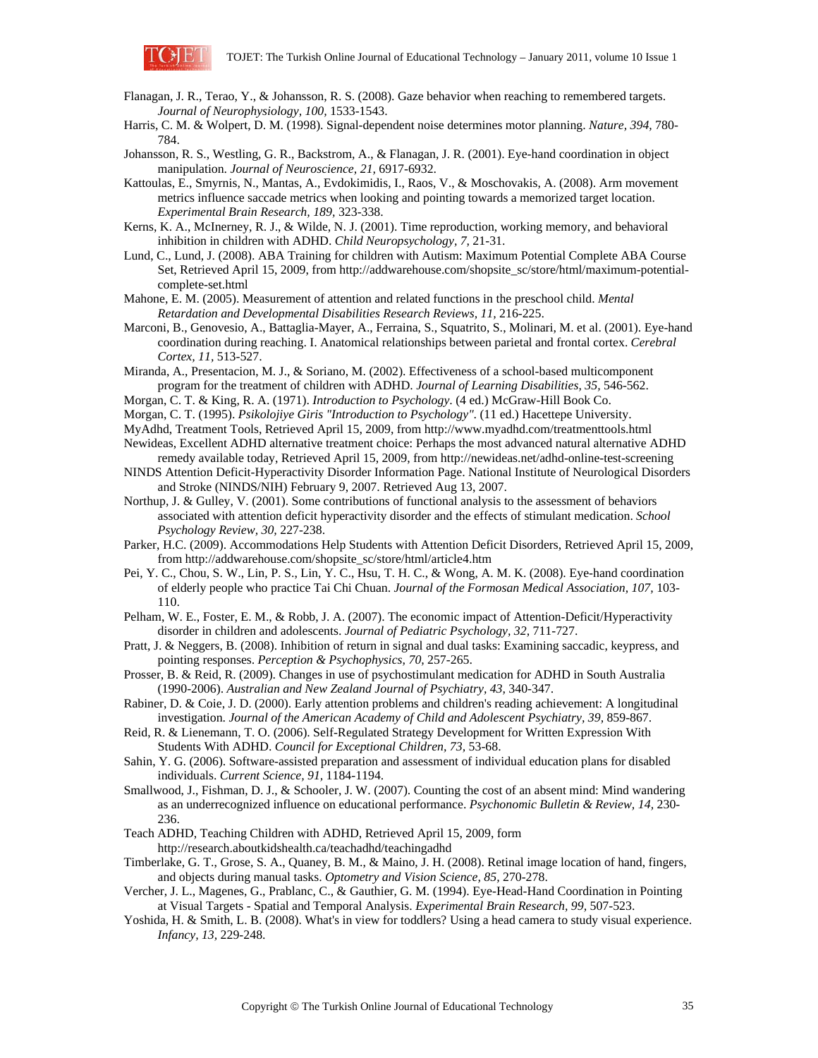Flanagan, J. R., Terao, Y., & Johansson, R. S. (2008). Gaze behavior when reaching to remembered targets. *Journal of Neurophysiology, 100,* 1533-1543.

Harris, C. M. & Wolpert, D. M. (1998). Signal-dependent noise determines motor planning. *Nature, 394,* 780-784.

Johansson, R. S., Westling, G. R., Backstrom, A., & Flanagan, J. R. (2001). Eye-hand coordination in object manipulation. *Journal of Neuroscience, 21,* 6917-6932.

Kattoulas, E., Smyrnis, N., Mantas, A., Evdokimidis, I., Raos, V., & Moschovakis, A. (2008). Arm movement metrics influence saccade metrics when looking and pointing towards a memorized target location. *Experimental Brain Research, 189,* 323-338.

Kerns, K. A., McInerney, R. J., & Wilde, N. J. (2001). Time reproduction, working memory, and behavioral inhibition in children with ADHD. *Child Neuropsychology, 7,* 21-31.

Lund, C., Lund, J. (2008). ABA Training for children with Autism: Maximum Potential Complete ABA Course Set, Retrieved April 15, 2009, from http://addwarehouse.com/shopsite_sc/store/html/maximum-potential-complete-set.html

Mahone, E. M. (2005). Measurement of attention and related functions in the preschool child. *Mental Retardation and Developmental Disabilities Research Reviews, 11,* 216-225.

Marconi, B., Genovesio, A., Battaglia-Mayer, A., Ferraina, S., Squatrito, S., Molinari, M. et al. (2001). Eye-hand coordination during reaching. I. Anatomical relationships between parietal and frontal cortex. *Cerebral Cortex, 11,* 513-527.

Miranda, A., Presentacion, M. J., & Soriano, M. (2002). Effectiveness of a school-based multicomponent program for the treatment of children with ADHD. *Journal of Learning Disabilities, 35,* 546-562.

Morgan, C. T. & King, R. A. (1971). *Introduction to Psychology*. (4 ed.) McGraw-Hill Book Co.

Morgan, C. T. (1995). *Psikolojiye Giris "Introduction to Psychology"*. (11 ed.) Hacettepe University.

MyAdhd, Treatment Tools, Retrieved April 15, 2009, from http://www.myadhd.com/treatmenttools.html

Newideas, Excellent ADHD alternative treatment choice: Perhaps the most advanced natural alternative ADHD remedy available today, Retrieved April 15, 2009, from http://newideas.net/adhd-online-test-screening

NINDS Attention Deficit-Hyperactivity Disorder Information Page. National Institute of Neurological Disorders and Stroke (NINDS/NIH) February 9, 2007. Retrieved Aug 13, 2007.

Northup, J. & Gulley, V. (2001). Some contributions of functional analysis to the assessment of behaviors associated with attention deficit hyperactivity disorder and the effects of stimulant medication. *School Psychology Review, 30,* 227-238.

Parker, H.C. (2009). Accommodations Help Students with Attention Deficit Disorders, Retrieved April 15, 2009, from http://addwarehouse.com/shopsite_sc/store/html/article4.htm

Pei, Y. C., Chou, S. W., Lin, P. S., Lin, Y. C., Hsu, T. H. C., & Wong, A. M. K. (2008). Eye-hand coordination of elderly people who practice Tai Chi Chuan. *Journal of the Formosan Medical Association, 107,* 103-110.

Pelham, W. E., Foster, E. M., & Robb, J. A. (2007). The economic impact of Attention-Deficit/Hyperactivity disorder in children and adolescents. *Journal of Pediatric Psychology, 32,* 711-727.

Pratt, J. & Neggers, B. (2008). Inhibition of return in signal and dual tasks: Examining saccadic, keypress, and pointing responses. *Perception & Psychophysics, 70,* 257-265.

Prosser, B. & Reid, R. (2009). Changes in use of psychostimulant medication for ADHD in South Australia (1990-2006). *Australian and New Zealand Journal of Psychiatry, 43,* 340-347.

Rabiner, D. & Coie, J. D. (2000). Early attention problems and children's reading achievement: A longitudinal investigation. *Journal of the American Academy of Child and Adolescent Psychiatry, 39,* 859-867.

Reid, R. & Lienemann, T. O. (2006). Self-Regulated Strategy Development for Written Expression With Students With ADHD. *Council for Exceptional Children, 73,* 53-68.

Sahin, Y. G. (2006). Software-assisted preparation and assessment of individual education plans for disabled individuals. *Current Science, 91,* 1184-1194.

Smallwood, J., Fishman, D. J., & Schooler, J. W. (2007). Counting the cost of an absent mind: Mind wandering as an underrecognized influence on educational performance. *Psychonomic Bulletin & Review, 14,* 230-236.

Teach ADHD, Teaching Children with ADHD, Retrieved April 15, 2009, form http://research.aboutkidshealth.ca/teachadhd/teachingadhd

Timberlake, G. T., Grose, S. A., Quaney, B. M., & Maino, J. H. (2008). Retinal image location of hand, fingers, and objects during manual tasks. *Optometry and Vision Science, 85,* 270-278.

Vercher, J. L., Magenes, G., Prablanc, C., & Gauthier, G. M. (1994). Eye-Head-Hand Coordination in Pointing at Visual Targets - Spatial and Temporal Analysis. *Experimental Brain Research, 99,* 507-523.

Yoshida, H. & Smith, L. B. (2008). What's in view for toddlers? Using a head camera to study visual experience. *Infancy, 13,* 229-248.